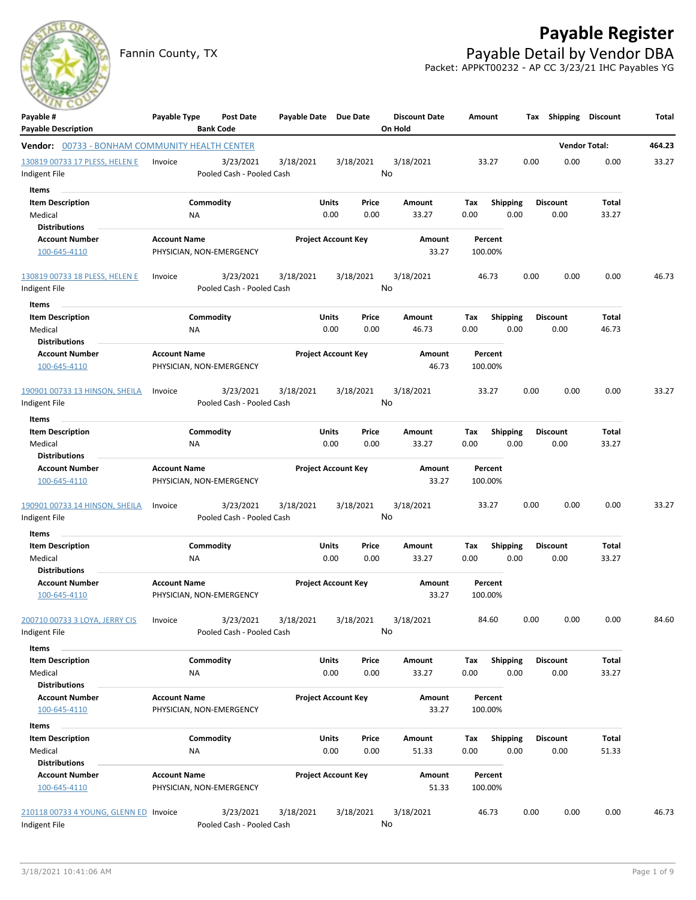# Payable Register

Fannin County, TX

## Payable Detail by Vendor DBA

Packet: APPKT00232 - AP CC 3/23/21 IHC Payables YG

| Payable # / Payable Description | Payable Type | Post Date / Bank Code | Payable Date | Due Date | Discount Date / On Hold | Amount | Tax | Shipping | Discount | Total |
|---|---|---|---|---|---|---|---|---|---|---|

**Vendor: 00733 - BONHAM COMMUNITY HEALTH CENTER** — Vendor Total: 464.23

---

**130819 00733 17 PLESS, HELEN E** — Invoice — Post Date 3/23/2021 — Payable Date 3/18/2021 — Due Date 3/18/2021 — Discount Date 3/18/2021 — Amount 33.27 — Tax 0.00 — Shipping 0.00 — Discount 0.00 — Total 33.27

Indigent File — Pooled Cash - Pooled Cash — On Hold: No

Items

| Item Description | Commodity | Units | Price | Amount | Tax | Shipping | Discount | Total |
|---|---|---|---|---|---|---|---|---|
| Medical | NA | 0.00 | 0.00 | 33.27 | 0.00 | 0.00 | 0.00 | 33.27 |

Distributions

| Account Number | Account Name | Project Account Key | Amount | Percent |
|---|---|---|---|---|
| 100-645-4110 | PHYSICIAN, NON-EMERGENCY | | 33.27 | 100.00% |

---

**130819 00733 18 PLESS, HELEN E** — Invoice — Post Date 3/23/2021 — Payable Date 3/18/2021 — Due Date 3/18/2021 — Discount Date 3/18/2021 — Amount 46.73 — Tax 0.00 — Shipping 0.00 — Discount 0.00 — Total 46.73

Indigent File — Pooled Cash - Pooled Cash — On Hold: No

Items

| Item Description | Commodity | Units | Price | Amount | Tax | Shipping | Discount | Total |
|---|---|---|---|---|---|---|---|---|
| Medical | NA | 0.00 | 0.00 | 46.73 | 0.00 | 0.00 | 0.00 | 46.73 |

Distributions

| Account Number | Account Name | Project Account Key | Amount | Percent |
|---|---|---|---|---|
| 100-645-4110 | PHYSICIAN, NON-EMERGENCY | | 46.73 | 100.00% |

---

**190901 00733 13 HINSON, SHEILA** — Invoice — Post Date 3/23/2021 — Payable Date 3/18/2021 — Due Date 3/18/2021 — Discount Date 3/18/2021 — Amount 33.27 — Tax 0.00 — Shipping 0.00 — Discount 0.00 — Total 33.27

Indigent File — Pooled Cash - Pooled Cash — On Hold: No

Items

| Item Description | Commodity | Units | Price | Amount | Tax | Shipping | Discount | Total |
|---|---|---|---|---|---|---|---|---|
| Medical | NA | 0.00 | 0.00 | 33.27 | 0.00 | 0.00 | 0.00 | 33.27 |

Distributions

| Account Number | Account Name | Project Account Key | Amount | Percent |
|---|---|---|---|---|
| 100-645-4110 | PHYSICIAN, NON-EMERGENCY | | 33.27 | 100.00% |

---

**190901 00733 14 HINSON, SHEILA** — Invoice — Post Date 3/23/2021 — Payable Date 3/18/2021 — Due Date 3/18/2021 — Discount Date 3/18/2021 — Amount 33.27 — Tax 0.00 — Shipping 0.00 — Discount 0.00 — Total 33.27

Indigent File — Pooled Cash - Pooled Cash — On Hold: No

Items

| Item Description | Commodity | Units | Price | Amount | Tax | Shipping | Discount | Total |
|---|---|---|---|---|---|---|---|---|
| Medical | NA | 0.00 | 0.00 | 33.27 | 0.00 | 0.00 | 0.00 | 33.27 |

Distributions

| Account Number | Account Name | Project Account Key | Amount | Percent |
|---|---|---|---|---|
| 100-645-4110 | PHYSICIAN, NON-EMERGENCY | | 33.27 | 100.00% |

---

**200710 00733 3 LOYA, JERRY CIS** — Invoice — Post Date 3/23/2021 — Payable Date 3/18/2021 — Due Date 3/18/2021 — Discount Date 3/18/2021 — Amount 84.60 — Tax 0.00 — Shipping 0.00 — Discount 0.00 — Total 84.60

Indigent File — Pooled Cash - Pooled Cash — On Hold: No

Items

| Item Description | Commodity | Units | Price | Amount | Tax | Shipping | Discount | Total |
|---|---|---|---|---|---|---|---|---|
| Medical | NA | 0.00 | 0.00 | 33.27 | 0.00 | 0.00 | 0.00 | 33.27 |

Distributions

| Account Number | Account Name | Project Account Key | Amount | Percent |
|---|---|---|---|---|
| 100-645-4110 | PHYSICIAN, NON-EMERGENCY | | 33.27 | 100.00% |

Items

| Item Description | Commodity | Units | Price | Amount | Tax | Shipping | Discount | Total |
|---|---|---|---|---|---|---|---|---|
| Medical | NA | 0.00 | 0.00 | 51.33 | 0.00 | 0.00 | 0.00 | 51.33 |

Distributions

| Account Number | Account Name | Project Account Key | Amount | Percent |
|---|---|---|---|---|
| 100-645-4110 | PHYSICIAN, NON-EMERGENCY | | 51.33 | 100.00% |

---

**210118 00733 4 YOUNG, GLENN ED** — Invoice — Post Date 3/23/2021 — Payable Date 3/18/2021 — Due Date 3/18/2021 — Discount Date 3/18/2021 — Amount 46.73 — Tax 0.00 — Shipping 0.00 — Discount 0.00 — Total 46.73

Indigent File — Pooled Cash - Pooled Cash — On Hold: No

3/18/2021 10:41:06 AM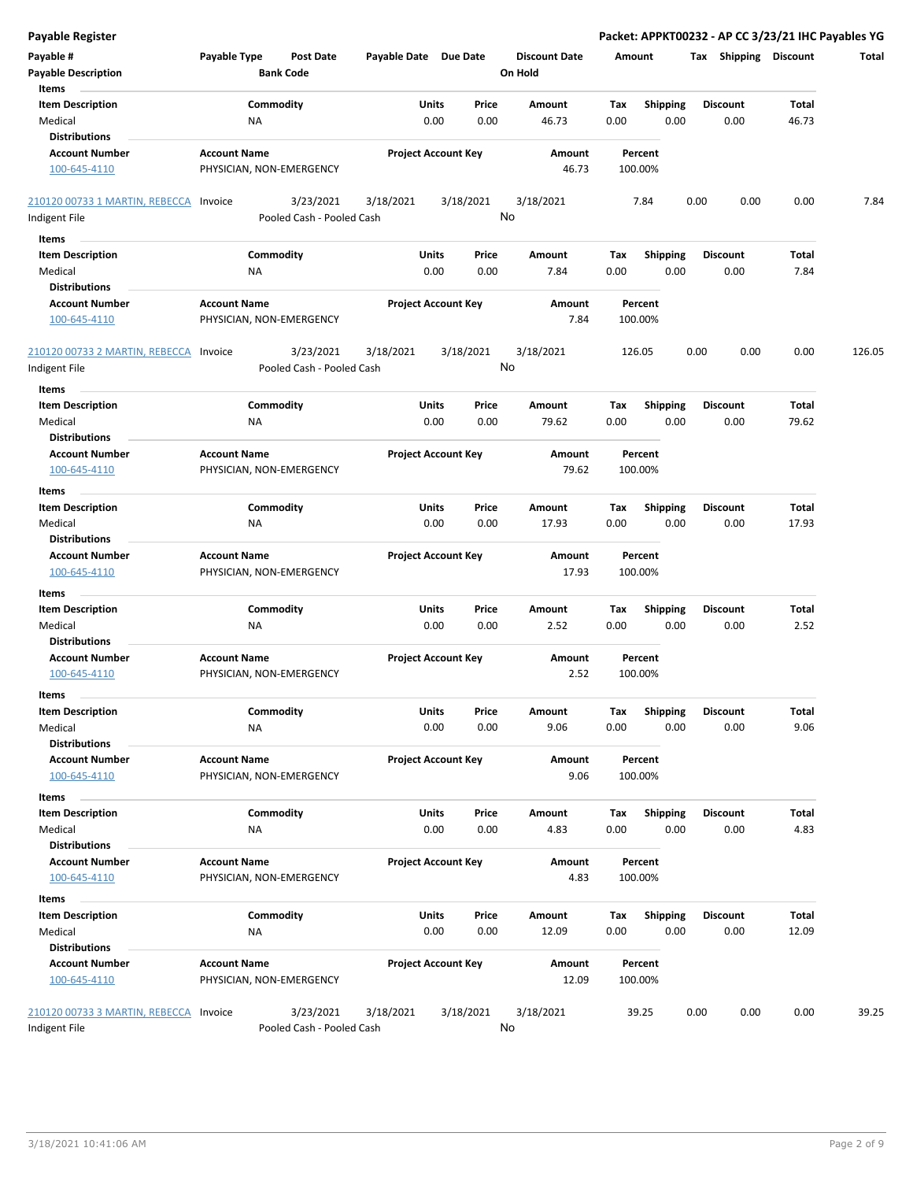**Payable Register** — **Packet: APPKT00232 - AP CC 3/23/21 IHC Payables YG**

| Payable # | Payable Type | Post Date | Payable Date | Due Date | Discount Date | Amount | Tax | Shipping | Discount | Total |
|---|---|---|---|---|---|---|---|---|---|---|
| **Payable Description** | | **Bank Code** | | | **On Hold** | | | | | |

**Items**

| Item Description | Commodity | Units | Price | Amount | Tax | Shipping | Discount | Total |
|---|---|---|---|---|---|---|---|---|
| Medical | NA | 0.00 | 0.00 | 46.73 | 0.00 | 0.00 | 0.00 | 46.73 |

**Distributions**

| Account Number | Account Name | Project Account Key | Amount | Percent |
|---|---|---|---|---|
| 100-645-4110 | PHYSICIAN, NON-EMERGENCY | | 46.73 | 100.00% |

| Payable # | Payable Type | Post Date | Payable Date | Due Date | Discount Date | Amount | Tax | Shipping | Discount | Total |
|---|---|---|---|---|---|---|---|---|---|---|
| 210120 00733 1 MARTIN, REBECCA | Invoice | 3/23/2021 | 3/18/2021 | 3/18/2021 | 3/18/2021 | 7.84 | 0.00 | 0.00 | 0.00 | 7.84 |
| Indigent File | | Pooled Cash - Pooled Cash | | | No | | | | | |

**Items**

| Item Description | Commodity | Units | Price | Amount | Tax | Shipping | Discount | Total |
|---|---|---|---|---|---|---|---|---|
| Medical | NA | 0.00 | 0.00 | 7.84 | 0.00 | 0.00 | 0.00 | 7.84 |

**Distributions**

| Account Number | Account Name | Project Account Key | Amount | Percent |
|---|---|---|---|---|
| 100-645-4110 | PHYSICIAN, NON-EMERGENCY | | 7.84 | 100.00% |

| Payable # | Payable Type | Post Date | Payable Date | Due Date | Discount Date | Amount | Tax | Shipping | Discount | Total |
|---|---|---|---|---|---|---|---|---|---|---|
| 210120 00733 2 MARTIN, REBECCA | Invoice | 3/23/2021 | 3/18/2021 | 3/18/2021 | 3/18/2021 | 126.05 | 0.00 | 0.00 | 0.00 | 126.05 |
| Indigent File | | Pooled Cash - Pooled Cash | | | No | | | | | |

**Items**

| Item Description | Commodity | Units | Price | Amount | Tax | Shipping | Discount | Total |
|---|---|---|---|---|---|---|---|---|
| Medical | NA | 0.00 | 0.00 | 79.62 | 0.00 | 0.00 | 0.00 | 79.62 |

**Distributions**

| Account Number | Account Name | Project Account Key | Amount | Percent |
|---|---|---|---|---|
| 100-645-4110 | PHYSICIAN, NON-EMERGENCY | | 79.62 | 100.00% |

**Items**

| Item Description | Commodity | Units | Price | Amount | Tax | Shipping | Discount | Total |
|---|---|---|---|---|---|---|---|---|
| Medical | NA | 0.00 | 0.00 | 17.93 | 0.00 | 0.00 | 0.00 | 17.93 |

**Distributions**

| Account Number | Account Name | Project Account Key | Amount | Percent |
|---|---|---|---|---|
| 100-645-4110 | PHYSICIAN, NON-EMERGENCY | | 17.93 | 100.00% |

**Items**

| Item Description | Commodity | Units | Price | Amount | Tax | Shipping | Discount | Total |
|---|---|---|---|---|---|---|---|---|
| Medical | NA | 0.00 | 0.00 | 2.52 | 0.00 | 0.00 | 0.00 | 2.52 |

**Distributions**

| Account Number | Account Name | Project Account Key | Amount | Percent |
|---|---|---|---|---|
| 100-645-4110 | PHYSICIAN, NON-EMERGENCY | | 2.52 | 100.00% |

**Items**

| Item Description | Commodity | Units | Price | Amount | Tax | Shipping | Discount | Total |
|---|---|---|---|---|---|---|---|---|
| Medical | NA | 0.00 | 0.00 | 9.06 | 0.00 | 0.00 | 0.00 | 9.06 |

**Distributions**

| Account Number | Account Name | Project Account Key | Amount | Percent |
|---|---|---|---|---|
| 100-645-4110 | PHYSICIAN, NON-EMERGENCY | | 9.06 | 100.00% |

**Items**

| Item Description | Commodity | Units | Price | Amount | Tax | Shipping | Discount | Total |
|---|---|---|---|---|---|---|---|---|
| Medical | NA | 0.00 | 0.00 | 4.83 | 0.00 | 0.00 | 0.00 | 4.83 |

**Distributions**

| Account Number | Account Name | Project Account Key | Amount | Percent |
|---|---|---|---|---|
| 100-645-4110 | PHYSICIAN, NON-EMERGENCY | | 4.83 | 100.00% |

**Items**

| Item Description | Commodity | Units | Price | Amount | Tax | Shipping | Discount | Total |
|---|---|---|---|---|---|---|---|---|
| Medical | NA | 0.00 | 0.00 | 12.09 | 0.00 | 0.00 | 0.00 | 12.09 |

**Distributions**

| Account Number | Account Name | Project Account Key | Amount | Percent |
|---|---|---|---|---|
| 100-645-4110 | PHYSICIAN, NON-EMERGENCY | | 12.09 | 100.00% |

| Payable # | Payable Type | Post Date | Payable Date | Due Date | Discount Date | Amount | Tax | Shipping | Discount | Total |
|---|---|---|---|---|---|---|---|---|---|---|
| 210120 00733 3 MARTIN, REBECCA | Invoice | 3/23/2021 | 3/18/2021 | 3/18/2021 | 3/18/2021 | 39.25 | 0.00 | 0.00 | 0.00 | 39.25 |
| Indigent File | | Pooled Cash - Pooled Cash | | | No | | | | | |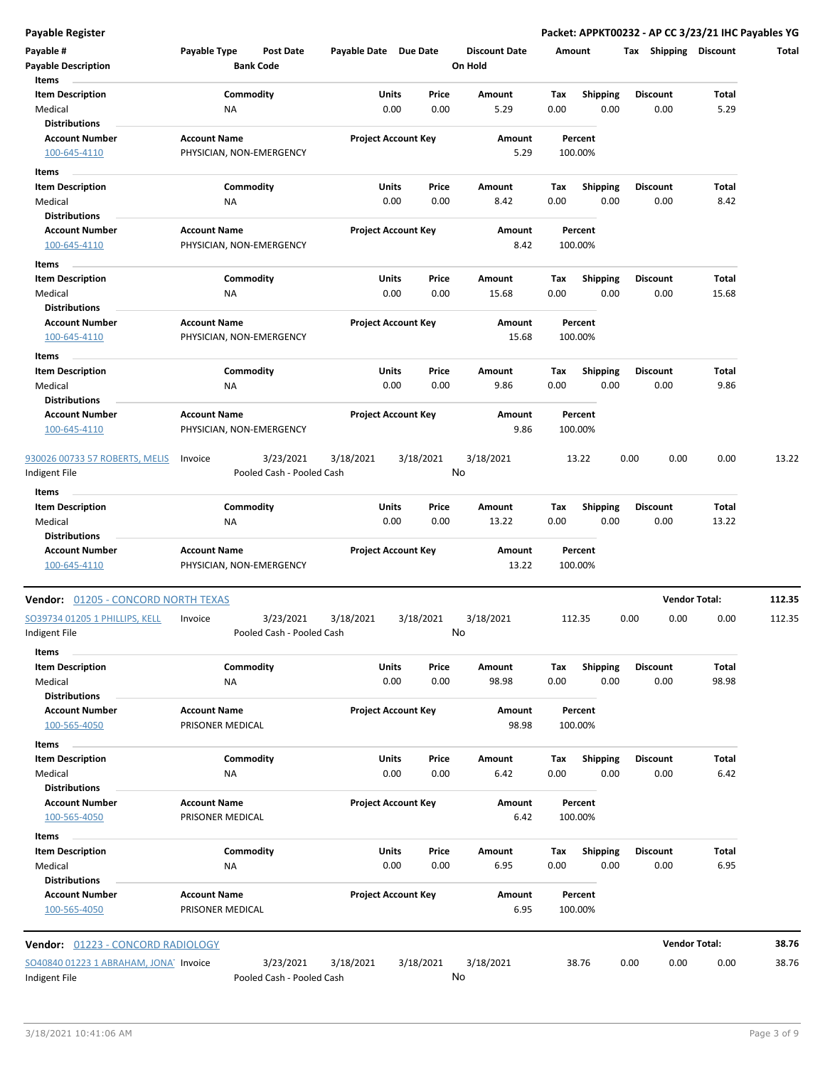**Payable Register** — **Packet: APPKT00232 - AP CC 3/23/21 IHC Payables YG**

| Payable # | Payable Type | Post Date | Payable Date | Due Date | Discount Date | Amount | Tax | Shipping | Discount | Total |
|---|---|---|---|---|---|---|---|---|---|---|
| **Payable Description** | | **Bank Code** | | | **On Hold** | | | | | |

**Items**

| Item Description | Commodity | Units | Price | Amount | Tax | Shipping | Discount | Total |
|---|---|---|---|---|---|---|---|---|
| Medical | NA | 0.00 | 0.00 | 5.29 | 0.00 | 0.00 | 0.00 | 5.29 |

**Distributions**

| Account Number | Account Name | Project Account Key | Amount | Percent |
|---|---|---|---|---|
| 100-645-4110 | PHYSICIAN, NON-EMERGENCY | | 5.29 | 100.00% |

**Items**

| Item Description | Commodity | Units | Price | Amount | Tax | Shipping | Discount | Total |
|---|---|---|---|---|---|---|---|---|
| Medical | NA | 0.00 | 0.00 | 8.42 | 0.00 | 0.00 | 0.00 | 8.42 |

**Distributions**

| Account Number | Account Name | Project Account Key | Amount | Percent |
|---|---|---|---|---|
| 100-645-4110 | PHYSICIAN, NON-EMERGENCY | | 8.42 | 100.00% |

**Items**

| Item Description | Commodity | Units | Price | Amount | Tax | Shipping | Discount | Total |
|---|---|---|---|---|---|---|---|---|
| Medical | NA | 0.00 | 0.00 | 15.68 | 0.00 | 0.00 | 0.00 | 15.68 |

**Distributions**

| Account Number | Account Name | Project Account Key | Amount | Percent |
|---|---|---|---|---|
| 100-645-4110 | PHYSICIAN, NON-EMERGENCY | | 15.68 | 100.00% |

**Items**

| Item Description | Commodity | Units | Price | Amount | Tax | Shipping | Discount | Total |
|---|---|---|---|---|---|---|---|---|
| Medical | NA | 0.00 | 0.00 | 9.86 | 0.00 | 0.00 | 0.00 | 9.86 |

**Distributions**

| Account Number | Account Name | Project Account Key | Amount | Percent |
|---|---|---|---|---|
| 100-645-4110 | PHYSICIAN, NON-EMERGENCY | | 9.86 | 100.00% |

| Payable # | Payable Type | Post Date | Payable Date | Due Date | Discount Date | Amount | Tax | Shipping | Discount | Total |
|---|---|---|---|---|---|---|---|---|---|---|
| 930026 00733 57 ROBERTS, MELIS | Invoice | 3/23/2021 | 3/18/2021 | 3/18/2021 | 3/18/2021 | 13.22 | 0.00 | 0.00 | 0.00 | 13.22 |
| Indigent File | | Pooled Cash - Pooled Cash | | | No | | | | | |

**Items**

| Item Description | Commodity | Units | Price | Amount | Tax | Shipping | Discount | Total |
|---|---|---|---|---|---|---|---|---|
| Medical | NA | 0.00 | 0.00 | 13.22 | 0.00 | 0.00 | 0.00 | 13.22 |

**Distributions**

| Account Number | Account Name | Project Account Key | Amount | Percent |
|---|---|---|---|---|
| 100-645-4110 | PHYSICIAN, NON-EMERGENCY | | 13.22 | 100.00% |

### Vendor: 01205 - CONCORD NORTH TEXAS — Vendor Total: 112.35

| Payable # | Payable Type | Post Date | Payable Date | Due Date | Discount Date | Amount | Tax | Shipping | Discount | Total |
|---|---|---|---|---|---|---|---|---|---|---|
| SO39734 01205 1 PHILLIPS, KELL | Invoice | 3/23/2021 | 3/18/2021 | 3/18/2021 | 3/18/2021 | 112.35 | 0.00 | 0.00 | 0.00 | 112.35 |
| Indigent File | | Pooled Cash - Pooled Cash | | | No | | | | | |

**Items**

| Item Description | Commodity | Units | Price | Amount | Tax | Shipping | Discount | Total |
|---|---|---|---|---|---|---|---|---|
| Medical | NA | 0.00 | 0.00 | 98.98 | 0.00 | 0.00 | 0.00 | 98.98 |

**Distributions**

| Account Number | Account Name | Project Account Key | Amount | Percent |
|---|---|---|---|---|
| 100-565-4050 | PRISONER MEDICAL | | 98.98 | 100.00% |

**Items**

| Item Description | Commodity | Units | Price | Amount | Tax | Shipping | Discount | Total |
|---|---|---|---|---|---|---|---|---|
| Medical | NA | 0.00 | 0.00 | 6.42 | 0.00 | 0.00 | 0.00 | 6.42 |

**Distributions**

| Account Number | Account Name | Project Account Key | Amount | Percent |
|---|---|---|---|---|
| 100-565-4050 | PRISONER MEDICAL | | 6.42 | 100.00% |

**Items**

| Item Description | Commodity | Units | Price | Amount | Tax | Shipping | Discount | Total |
|---|---|---|---|---|---|---|---|---|
| Medical | NA | 0.00 | 0.00 | 6.95 | 0.00 | 0.00 | 0.00 | 6.95 |

**Distributions**

| Account Number | Account Name | Project Account Key | Amount | Percent |
|---|---|---|---|---|
| 100-565-4050 | PRISONER MEDICAL | | 6.95 | 100.00% |

### Vendor: 01223 - CONCORD RADIOLOGY — Vendor Total: 38.76

| Payable # | Payable Type | Post Date | Payable Date | Due Date | Discount Date | Amount | Tax | Shipping | Discount | Total |
|---|---|---|---|---|---|---|---|---|---|---|
| SO40840 01223 1 ABRAHAM, JONA | Invoice | 3/23/2021 | 3/18/2021 | 3/18/2021 | 3/18/2021 | 38.76 | 0.00 | 0.00 | 0.00 | 38.76 |
| Indigent File | | Pooled Cash - Pooled Cash | | | No | | | | | |

3/18/2021 10:41:06 AM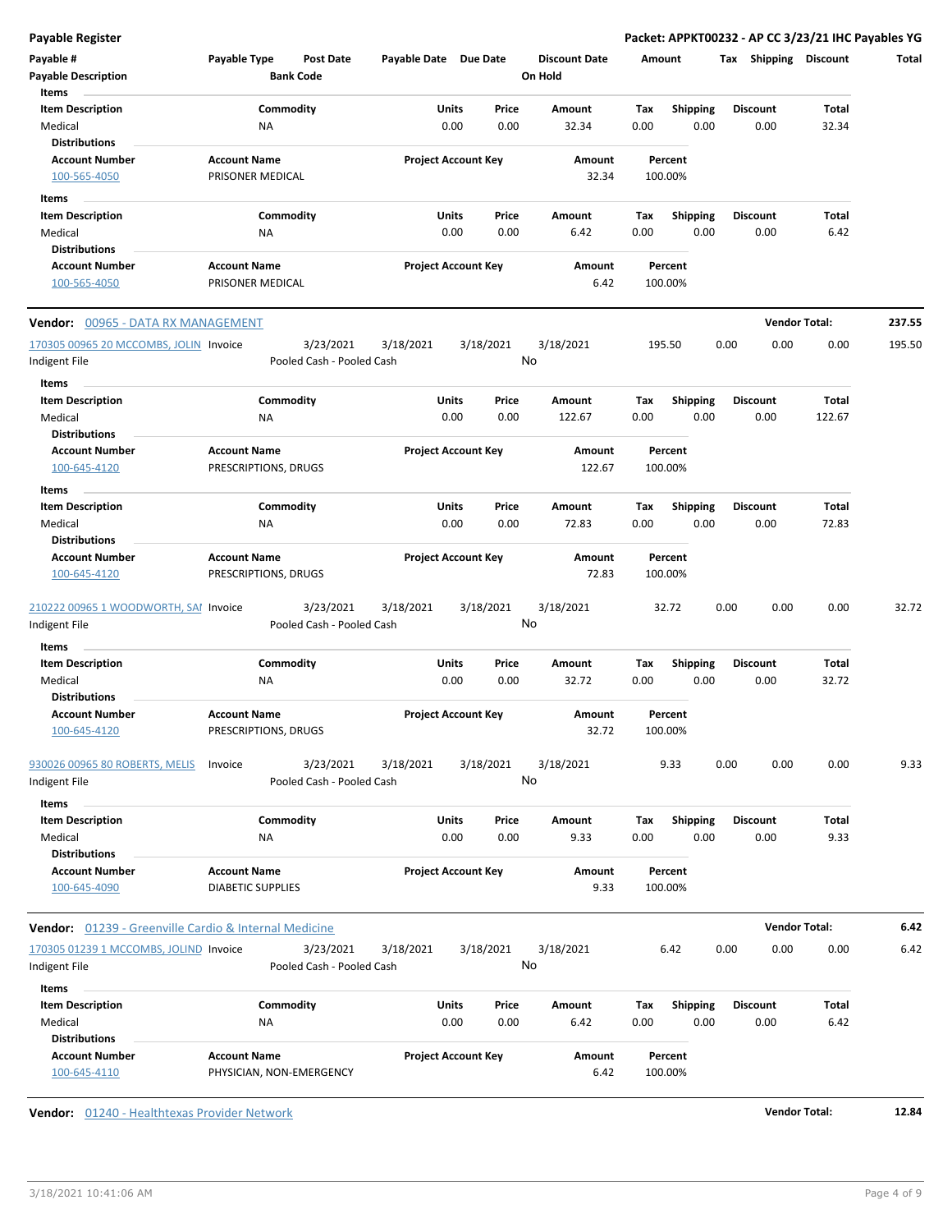**Payable Register** — **Packet: APPKT00232 - AP CC 3/23/21 IHC Payables YG**

| Payable # | Payable Type | Post Date | Payable Date | Due Date | Discount Date | Amount | Tax | Shipping | Discount | Total |
|---|---|---|---|---|---|---|---|---|---|---|
| Payable Description | | Bank Code | | | On Hold | | | | | |

**Items**

| Item Description | Commodity | Units | Price | Amount | Tax | Shipping | Discount | Total |
|---|---|---|---|---|---|---|---|---|
| Medical | NA | 0.00 | 0.00 | 32.34 | 0.00 | 0.00 | 0.00 | 32.34 |

**Distributions**

| Account Number | Account Name | Project Account Key | Amount | Percent |
|---|---|---|---|---|
| 100-565-4050 | PRISONER MEDICAL | | 32.34 | 100.00% |

**Items**

| Item Description | Commodity | Units | Price | Amount | Tax | Shipping | Discount | Total |
|---|---|---|---|---|---|---|---|---|
| Medical | NA | 0.00 | 0.00 | 6.42 | 0.00 | 0.00 | 0.00 | 6.42 |

**Distributions**

| Account Number | Account Name | Project Account Key | Amount | Percent |
|---|---|---|---|---|
| 100-565-4050 | PRISONER MEDICAL | | 6.42 | 100.00% |

**Vendor:** 00965 - DATA RX MANAGEMENT — **Vendor Total: 237.55**

| Payable # | Payable Type | Post Date | Payable Date | Due Date | Discount Date | Amount | Tax | Shipping | Discount | Total |
|---|---|---|---|---|---|---|---|---|---|---|
| 170305 00965 20 MCCOMBS, JOLIN | Invoice | 3/23/2021 | 3/18/2021 | 3/18/2021 | 3/18/2021 | 195.50 | 0.00 | 0.00 | 0.00 | 195.50 |
| Indigent File | | Pooled Cash - Pooled Cash | | | No | | | | | |

**Items**

| Item Description | Commodity | Units | Price | Amount | Tax | Shipping | Discount | Total |
|---|---|---|---|---|---|---|---|---|
| Medical | NA | 0.00 | 0.00 | 122.67 | 0.00 | 0.00 | 0.00 | 122.67 |

**Distributions**

| Account Number | Account Name | Project Account Key | Amount | Percent |
|---|---|---|---|---|
| 100-645-4120 | PRESCRIPTIONS, DRUGS | | 122.67 | 100.00% |

**Items**

| Item Description | Commodity | Units | Price | Amount | Tax | Shipping | Discount | Total |
|---|---|---|---|---|---|---|---|---|
| Medical | NA | 0.00 | 0.00 | 72.83 | 0.00 | 0.00 | 0.00 | 72.83 |

**Distributions**

| Account Number | Account Name | Project Account Key | Amount | Percent |
|---|---|---|---|---|
| 100-645-4120 | PRESCRIPTIONS, DRUGS | | 72.83 | 100.00% |

| Payable # | Payable Type | Post Date | Payable Date | Due Date | Discount Date | Amount | Tax | Shipping | Discount | Total |
|---|---|---|---|---|---|---|---|---|---|---|
| 210222 00965 1 WOODWORTH, SAI | Invoice | 3/23/2021 | 3/18/2021 | 3/18/2021 | 3/18/2021 | 32.72 | 0.00 | 0.00 | 0.00 | 32.72 |
| Indigent File | | Pooled Cash - Pooled Cash | | | No | | | | | |

**Items**

| Item Description | Commodity | Units | Price | Amount | Tax | Shipping | Discount | Total |
|---|---|---|---|---|---|---|---|---|
| Medical | NA | 0.00 | 0.00 | 32.72 | 0.00 | 0.00 | 0.00 | 32.72 |

**Distributions**

| Account Number | Account Name | Project Account Key | Amount | Percent |
|---|---|---|---|---|
| 100-645-4120 | PRESCRIPTIONS, DRUGS | | 32.72 | 100.00% |

| Payable # | Payable Type | Post Date | Payable Date | Due Date | Discount Date | Amount | Tax | Shipping | Discount | Total |
|---|---|---|---|---|---|---|---|---|---|---|
| 930026 00965 80 ROBERTS, MELIS | Invoice | 3/23/2021 | 3/18/2021 | 3/18/2021 | 3/18/2021 | 9.33 | 0.00 | 0.00 | 0.00 | 9.33 |
| Indigent File | | Pooled Cash - Pooled Cash | | | No | | | | | |

**Items**

| Item Description | Commodity | Units | Price | Amount | Tax | Shipping | Discount | Total |
|---|---|---|---|---|---|---|---|---|
| Medical | NA | 0.00 | 0.00 | 9.33 | 0.00 | 0.00 | 0.00 | 9.33 |

**Distributions**

| Account Number | Account Name | Project Account Key | Amount | Percent |
|---|---|---|---|---|
| 100-645-4090 | DIABETIC SUPPLIES | | 9.33 | 100.00% |

**Vendor:** 01239 - Greenville Cardio & Internal Medicine — **Vendor Total: 6.42**

| Payable # | Payable Type | Post Date | Payable Date | Due Date | Discount Date | Amount | Tax | Shipping | Discount | Total |
|---|---|---|---|---|---|---|---|---|---|---|
| 170305 01239 1 MCCOMBS, JOLIND | Invoice | 3/23/2021 | 3/18/2021 | 3/18/2021 | 3/18/2021 | 6.42 | 0.00 | 0.00 | 0.00 | 6.42 |
| Indigent File | | Pooled Cash - Pooled Cash | | | No | | | | | |

**Items**

| Item Description | Commodity | Units | Price | Amount | Tax | Shipping | Discount | Total |
|---|---|---|---|---|---|---|---|---|
| Medical | NA | 0.00 | 0.00 | 6.42 | 0.00 | 0.00 | 0.00 | 6.42 |

**Distributions**

| Account Number | Account Name | Project Account Key | Amount | Percent |
|---|---|---|---|---|
| 100-645-4110 | PHYSICIAN, NON-EMERGENCY | | 6.42 | 100.00% |

**Vendor:** 01240 - Healthtexas Provider Network — **Vendor Total: 12.84**

3/18/2021 10:41:06 AM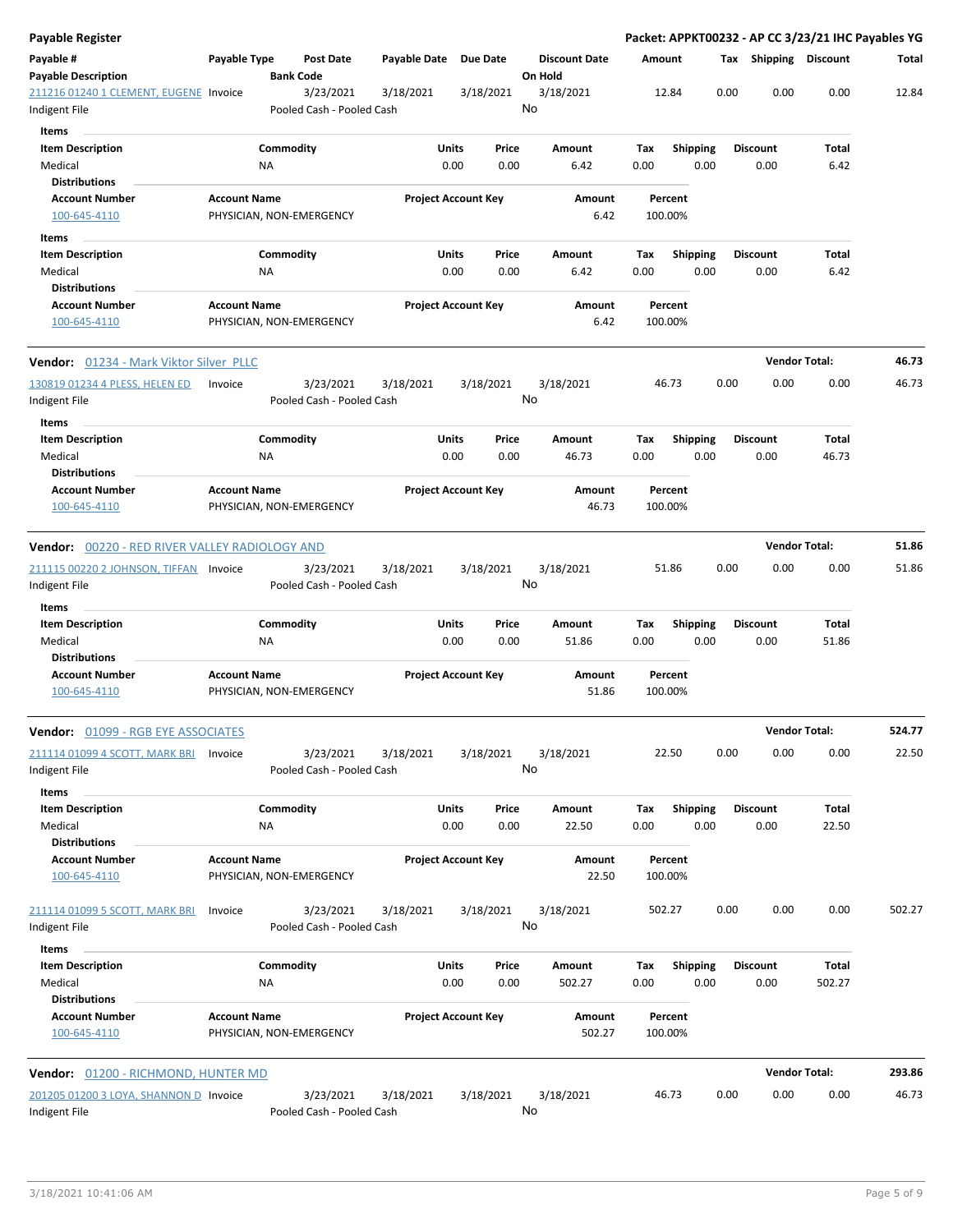**Payable Register** — **Packet: APPKT00232 - AP CC 3/23/21 IHC Payables YG**

| Payable # / Payable Description | Payable Type | Post Date / Bank Code | Payable Date | Due Date | Discount Date / On Hold | Amount | Tax | Shipping | Discount | Total |
|---|---|---|---|---|---|---|---|---|---|---|
| 211216 01240 1 CLEMENT, EUGENE / Indigent File | Invoice | 3/23/2021 / Pooled Cash - Pooled Cash | 3/18/2021 | 3/18/2021 | 3/18/2021 / No | 12.84 | 0.00 | 0.00 | 0.00 | 12.84 |

Items

| Item Description | Commodity | Units | Price | Amount | Tax | Shipping | Discount | Total |
|---|---|---|---|---|---|---|---|---|
| Medical | NA | 0.00 | 0.00 | 6.42 | 0.00 | 0.00 | 0.00 | 6.42 |

Distributions

| Account Number | Account Name | Project Account Key | Amount | Percent |
|---|---|---|---|---|
| 100-645-4110 | PHYSICIAN, NON-EMERGENCY | | 6.42 | 100.00% |

Items

| Item Description | Commodity | Units | Price | Amount | Tax | Shipping | Discount | Total |
|---|---|---|---|---|---|---|---|---|
| Medical | NA | 0.00 | 0.00 | 6.42 | 0.00 | 0.00 | 0.00 | 6.42 |

Distributions

| Account Number | Account Name | Project Account Key | Amount | Percent |
|---|---|---|---|---|
| 100-645-4110 | PHYSICIAN, NON-EMERGENCY | | 6.42 | 100.00% |

**Vendor:** 01234 - Mark Viktor Silver PLLC — **Vendor Total: 46.73**

| Payable # / Payable Description | Payable Type | Post Date / Bank Code | Payable Date | Due Date | Discount Date / On Hold | Amount | Tax | Shipping | Discount | Total |
|---|---|---|---|---|---|---|---|---|---|---|
| 130819 01234 4 PLESS, HELEN ED / Indigent File | Invoice | 3/23/2021 / Pooled Cash - Pooled Cash | 3/18/2021 | 3/18/2021 | 3/18/2021 / No | 46.73 | 0.00 | 0.00 | 0.00 | 46.73 |

Items

| Item Description | Commodity | Units | Price | Amount | Tax | Shipping | Discount | Total |
|---|---|---|---|---|---|---|---|---|
| Medical | NA | 0.00 | 0.00 | 46.73 | 0.00 | 0.00 | 0.00 | 46.73 |

Distributions

| Account Number | Account Name | Project Account Key | Amount | Percent |
|---|---|---|---|---|
| 100-645-4110 | PHYSICIAN, NON-EMERGENCY | | 46.73 | 100.00% |

**Vendor:** 00220 - RED RIVER VALLEY RADIOLOGY AND — **Vendor Total: 51.86**

| Payable # / Payable Description | Payable Type | Post Date / Bank Code | Payable Date | Due Date | Discount Date / On Hold | Amount | Tax | Shipping | Discount | Total |
|---|---|---|---|---|---|---|---|---|---|---|
| 211115 00220 2 JOHNSON, TIFFAN / Indigent File | Invoice | 3/23/2021 / Pooled Cash - Pooled Cash | 3/18/2021 | 3/18/2021 | 3/18/2021 / No | 51.86 | 0.00 | 0.00 | 0.00 | 51.86 |

Items

| Item Description | Commodity | Units | Price | Amount | Tax | Shipping | Discount | Total |
|---|---|---|---|---|---|---|---|---|
| Medical | NA | 0.00 | 0.00 | 51.86 | 0.00 | 0.00 | 0.00 | 51.86 |

Distributions

| Account Number | Account Name | Project Account Key | Amount | Percent |
|---|---|---|---|---|
| 100-645-4110 | PHYSICIAN, NON-EMERGENCY | | 51.86 | 100.00% |

**Vendor:** 01099 - RGB EYE ASSOCIATES — **Vendor Total: 524.77**

| Payable # / Payable Description | Payable Type | Post Date / Bank Code | Payable Date | Due Date | Discount Date / On Hold | Amount | Tax | Shipping | Discount | Total |
|---|---|---|---|---|---|---|---|---|---|---|
| 211114 01099 4 SCOTT, MARK BRI / Indigent File | Invoice | 3/23/2021 / Pooled Cash - Pooled Cash | 3/18/2021 | 3/18/2021 | 3/18/2021 / No | 22.50 | 0.00 | 0.00 | 0.00 | 22.50 |

Items

| Item Description | Commodity | Units | Price | Amount | Tax | Shipping | Discount | Total |
|---|---|---|---|---|---|---|---|---|
| Medical | NA | 0.00 | 0.00 | 22.50 | 0.00 | 0.00 | 0.00 | 22.50 |

Distributions

| Account Number | Account Name | Project Account Key | Amount | Percent |
|---|---|---|---|---|
| 100-645-4110 | PHYSICIAN, NON-EMERGENCY | | 22.50 | 100.00% |

| Payable # / Payable Description | Payable Type | Post Date / Bank Code | Payable Date | Due Date | Discount Date / On Hold | Amount | Tax | Shipping | Discount | Total |
|---|---|---|---|---|---|---|---|---|---|---|
| 211114 01099 5 SCOTT, MARK BRI / Indigent File | Invoice | 3/23/2021 / Pooled Cash - Pooled Cash | 3/18/2021 | 3/18/2021 | 3/18/2021 / No | 502.27 | 0.00 | 0.00 | 0.00 | 502.27 |

Items

| Item Description | Commodity | Units | Price | Amount | Tax | Shipping | Discount | Total |
|---|---|---|---|---|---|---|---|---|
| Medical | NA | 0.00 | 0.00 | 502.27 | 0.00 | 0.00 | 0.00 | 502.27 |

Distributions

| Account Number | Account Name | Project Account Key | Amount | Percent |
|---|---|---|---|---|
| 100-645-4110 | PHYSICIAN, NON-EMERGENCY | | 502.27 | 100.00% |

**Vendor:** 01200 - RICHMOND, HUNTER MD — **Vendor Total: 293.86**

| Payable # / Payable Description | Payable Type | Post Date / Bank Code | Payable Date | Due Date | Discount Date / On Hold | Amount | Tax | Shipping | Discount | Total |
|---|---|---|---|---|---|---|---|---|---|---|
| 201205 01200 3 LOYA, SHANNON D / Indigent File | Invoice | 3/23/2021 / Pooled Cash - Pooled Cash | 3/18/2021 | 3/18/2021 | 3/18/2021 / No | 46.73 | 0.00 | 0.00 | 0.00 | 46.73 |

3/18/2021 10:41:06 AM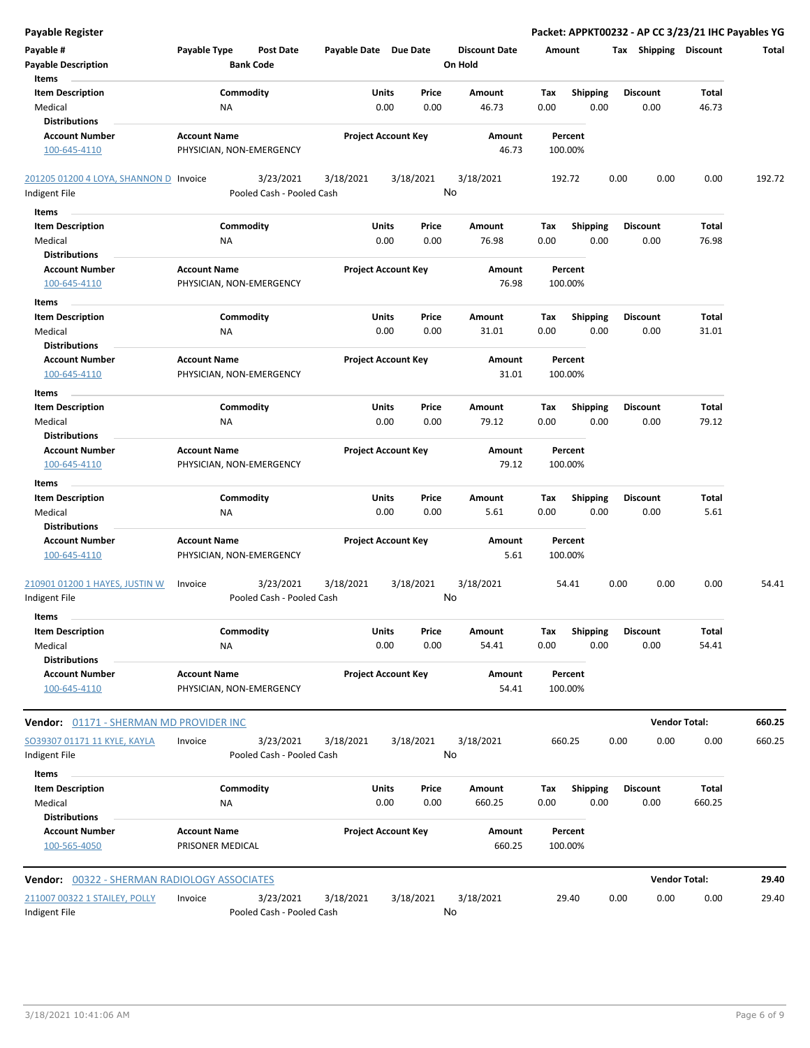**Payable Register** — **Packet: APPKT00232 - AP CC 3/23/21 IHC Payables YG**

| Payable # | Payable Type | Post Date | Payable Date | Due Date | Discount Date | Amount | Tax | Shipping | Discount | Total |
|---|---|---|---|---|---|---|---|---|---|---|
| Payable Description | | Bank Code | | | On Hold | | | | | |

**Items**

| Item Description | Commodity | Units | Price | Amount | Tax | Shipping | Discount | Total |
|---|---|---|---|---|---|---|---|---|
| Medical | NA | 0.00 | 0.00 | 46.73 | 0.00 | 0.00 | 0.00 | 46.73 |

**Distributions**

| Account Number | Account Name | Project Account Key | Amount | Percent |
|---|---|---|---|---|
| 100-645-4110 | PHYSICIAN, NON-EMERGENCY | | 46.73 | 100.00% |

| Payable # | Payable Type | Post Date | Payable Date | Due Date | Discount Date | Amount | Tax | Shipping | Discount | Total |
|---|---|---|---|---|---|---|---|---|---|---|
| 201205 01200 4 LOYA, SHANNON D | Invoice | 3/23/2021 | 3/18/2021 | 3/18/2021 | 3/18/2021 | 192.72 | 0.00 | 0.00 | 0.00 | 192.72 |
| Indigent File | | Pooled Cash - Pooled Cash | | | No | | | | | |

**Items**

| Item Description | Commodity | Units | Price | Amount | Tax | Shipping | Discount | Total |
|---|---|---|---|---|---|---|---|---|
| Medical | NA | 0.00 | 0.00 | 76.98 | 0.00 | 0.00 | 0.00 | 76.98 |

**Distributions**

| Account Number | Account Name | Project Account Key | Amount | Percent |
|---|---|---|---|---|
| 100-645-4110 | PHYSICIAN, NON-EMERGENCY | | 76.98 | 100.00% |

**Items**

| Item Description | Commodity | Units | Price | Amount | Tax | Shipping | Discount | Total |
|---|---|---|---|---|---|---|---|---|
| Medical | NA | 0.00 | 0.00 | 31.01 | 0.00 | 0.00 | 0.00 | 31.01 |

**Distributions**

| Account Number | Account Name | Project Account Key | Amount | Percent |
|---|---|---|---|---|
| 100-645-4110 | PHYSICIAN, NON-EMERGENCY | | 31.01 | 100.00% |

**Items**

| Item Description | Commodity | Units | Price | Amount | Tax | Shipping | Discount | Total |
|---|---|---|---|---|---|---|---|---|
| Medical | NA | 0.00 | 0.00 | 79.12 | 0.00 | 0.00 | 0.00 | 79.12 |

**Distributions**

| Account Number | Account Name | Project Account Key | Amount | Percent |
|---|---|---|---|---|
| 100-645-4110 | PHYSICIAN, NON-EMERGENCY | | 79.12 | 100.00% |

**Items**

| Item Description | Commodity | Units | Price | Amount | Tax | Shipping | Discount | Total |
|---|---|---|---|---|---|---|---|---|
| Medical | NA | 0.00 | 0.00 | 5.61 | 0.00 | 0.00 | 0.00 | 5.61 |

**Distributions**

| Account Number | Account Name | Project Account Key | Amount | Percent |
|---|---|---|---|---|
| 100-645-4110 | PHYSICIAN, NON-EMERGENCY | | 5.61 | 100.00% |

| Payable # | Payable Type | Post Date | Payable Date | Due Date | Discount Date | Amount | Tax | Shipping | Discount | Total |
|---|---|---|---|---|---|---|---|---|---|---|
| 210901 01200 1 HAYES, JUSTIN W | Invoice | 3/23/2021 | 3/18/2021 | 3/18/2021 | 3/18/2021 | 54.41 | 0.00 | 0.00 | 0.00 | 54.41 |
| Indigent File | | Pooled Cash - Pooled Cash | | | No | | | | | |

**Items**

| Item Description | Commodity | Units | Price | Amount | Tax | Shipping | Discount | Total |
|---|---|---|---|---|---|---|---|---|
| Medical | NA | 0.00 | 0.00 | 54.41 | 0.00 | 0.00 | 0.00 | 54.41 |

**Distributions**

| Account Number | Account Name | Project Account Key | Amount | Percent |
|---|---|---|---|---|
| 100-645-4110 | PHYSICIAN, NON-EMERGENCY | | 54.41 | 100.00% |

**Vendor: 01171 - SHERMAN MD PROVIDER INC** — **Vendor Total: 660.25**

| Payable # | Payable Type | Post Date | Payable Date | Due Date | Discount Date | Amount | Tax | Shipping | Discount | Total |
|---|---|---|---|---|---|---|---|---|---|---|
| SO39307 01171 11 KYLE, KAYLA | Invoice | 3/23/2021 | 3/18/2021 | 3/18/2021 | 3/18/2021 | 660.25 | 0.00 | 0.00 | 0.00 | 660.25 |
| Indigent File | | Pooled Cash - Pooled Cash | | | No | | | | | |

**Items**

| Item Description | Commodity | Units | Price | Amount | Tax | Shipping | Discount | Total |
|---|---|---|---|---|---|---|---|---|
| Medical | NA | 0.00 | 0.00 | 660.25 | 0.00 | 0.00 | 0.00 | 660.25 |

**Distributions**

| Account Number | Account Name | Project Account Key | Amount | Percent |
|---|---|---|---|---|
| 100-565-4050 | PRISONER MEDICAL | | 660.25 | 100.00% |

**Vendor: 00322 - SHERMAN RADIOLOGY ASSOCIATES** — **Vendor Total: 29.40**

| Payable # | Payable Type | Post Date | Payable Date | Due Date | Discount Date | Amount | Tax | Shipping | Discount | Total |
|---|---|---|---|---|---|---|---|---|---|---|
| 211007 00322 1 STAILEY, POLLY | Invoice | 3/23/2021 | 3/18/2021 | 3/18/2021 | 3/18/2021 | 29.40 | 0.00 | 0.00 | 0.00 | 29.40 |
| Indigent File | | Pooled Cash - Pooled Cash | | | No | | | | | |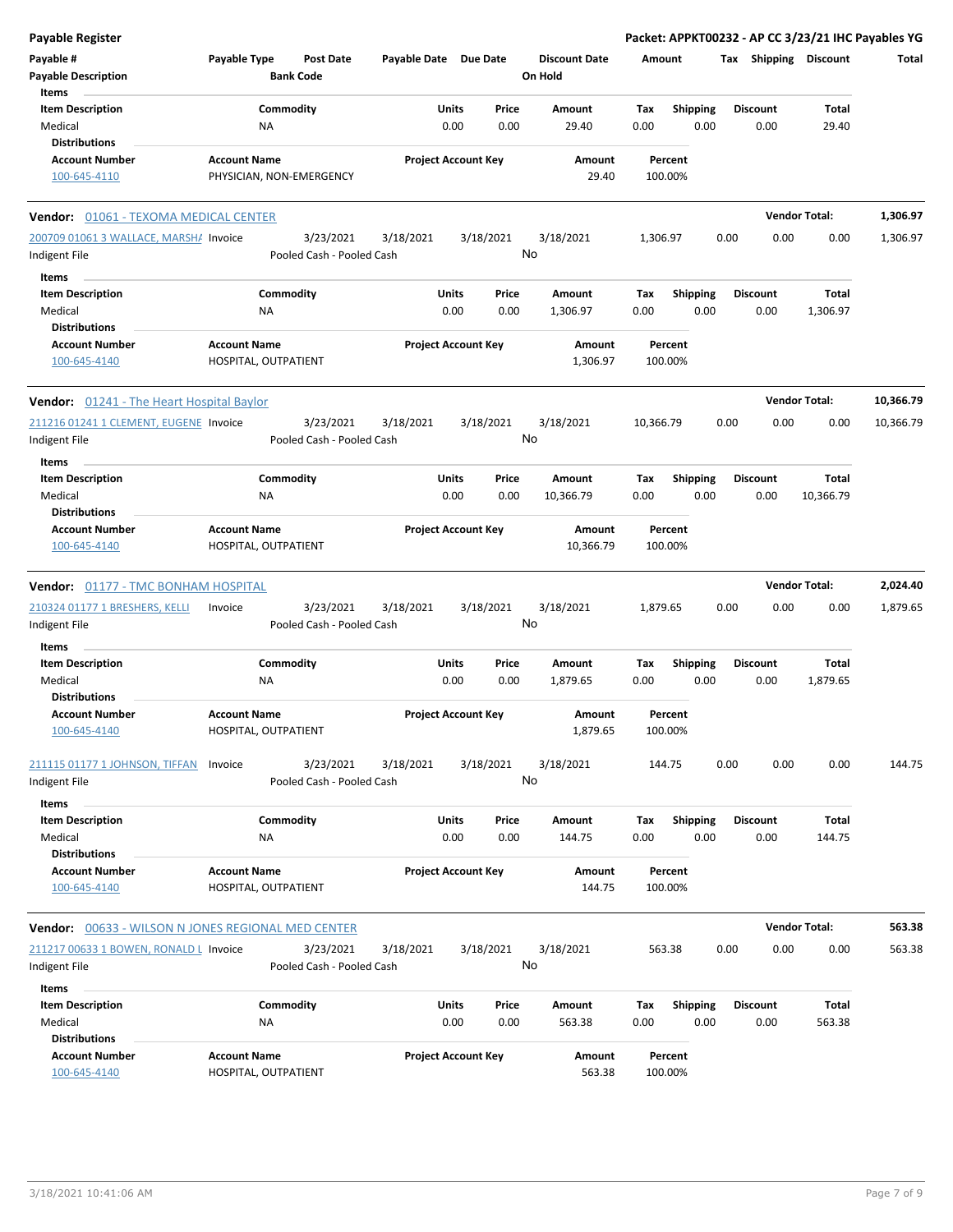**Payable Register** — **Packet: APPKT00232 - AP CC 3/23/21 IHC Payables YG**

| Payable # | Payable Type | Post Date | Payable Date | Due Date | Discount Date | Amount | Tax | Shipping | Discount | Total |
|---|---|---|---|---|---|---|---|---|---|---|
| Payable Description | | Bank Code | | | On Hold | | | | | |

**Items**

| Item Description | Commodity | Units | Price | Amount | Tax | Shipping | Discount | Total |
|---|---|---|---|---|---|---|---|---|
| Medical | NA | 0.00 | 0.00 | 29.40 | 0.00 | 0.00 | 0.00 | 29.40 |

**Distributions**

| Account Number | Account Name | Project Account Key | Amount | Percent |
|---|---|---|---|---|
| 100-645-4110 | PHYSICIAN, NON-EMERGENCY | | 29.40 | 100.00% |

---

**Vendor: 01061 - TEXOMA MEDICAL CENTER** — **Vendor Total: 1,306.97**

| Payable # | Payable Type | Post Date | Payable Date | Due Date | Discount Date | Amount | Tax | Shipping | Discount | Total |
|---|---|---|---|---|---|---|---|---|---|---|
| 200709 01061 3 WALLACE, MARSHA | Invoice | 3/23/2021 | 3/18/2021 | 3/18/2021 | 3/18/2021 | 1,306.97 | 0.00 | 0.00 | 0.00 | 1,306.97 |
| Indigent File | | Pooled Cash - Pooled Cash | | | No | | | | | |

**Items**

| Item Description | Commodity | Units | Price | Amount | Tax | Shipping | Discount | Total |
|---|---|---|---|---|---|---|---|---|
| Medical | NA | 0.00 | 0.00 | 1,306.97 | 0.00 | 0.00 | 0.00 | 1,306.97 |

**Distributions**

| Account Number | Account Name | Project Account Key | Amount | Percent |
|---|---|---|---|---|
| 100-645-4140 | HOSPITAL, OUTPATIENT | | 1,306.97 | 100.00% |

---

**Vendor: 01241 - The Heart Hospital Baylor** — **Vendor Total: 10,366.79**

| Payable # | Payable Type | Post Date | Payable Date | Due Date | Discount Date | Amount | Tax | Shipping | Discount | Total |
|---|---|---|---|---|---|---|---|---|---|---|
| 211216 01241 1 CLEMENT, EUGENE | Invoice | 3/23/2021 | 3/18/2021 | 3/18/2021 | 3/18/2021 | 10,366.79 | 0.00 | 0.00 | 0.00 | 10,366.79 |
| Indigent File | | Pooled Cash - Pooled Cash | | | No | | | | | |

**Items**

| Item Description | Commodity | Units | Price | Amount | Tax | Shipping | Discount | Total |
|---|---|---|---|---|---|---|---|---|
| Medical | NA | 0.00 | 0.00 | 10,366.79 | 0.00 | 0.00 | 0.00 | 10,366.79 |

**Distributions**

| Account Number | Account Name | Project Account Key | Amount | Percent |
|---|---|---|---|---|
| 100-645-4140 | HOSPITAL, OUTPATIENT | | 10,366.79 | 100.00% |

---

**Vendor: 01177 - TMC BONHAM HOSPITAL** — **Vendor Total: 2,024.40**

| Payable # | Payable Type | Post Date | Payable Date | Due Date | Discount Date | Amount | Tax | Shipping | Discount | Total |
|---|---|---|---|---|---|---|---|---|---|---|
| 210324 01177 1 BRESHERS, KELLI | Invoice | 3/23/2021 | 3/18/2021 | 3/18/2021 | 3/18/2021 | 1,879.65 | 0.00 | 0.00 | 0.00 | 1,879.65 |
| Indigent File | | Pooled Cash - Pooled Cash | | | No | | | | | |

**Items**

| Item Description | Commodity | Units | Price | Amount | Tax | Shipping | Discount | Total |
|---|---|---|---|---|---|---|---|---|
| Medical | NA | 0.00 | 0.00 | 1,879.65 | 0.00 | 0.00 | 0.00 | 1,879.65 |

**Distributions**

| Account Number | Account Name | Project Account Key | Amount | Percent |
|---|---|---|---|---|
| 100-645-4140 | HOSPITAL, OUTPATIENT | | 1,879.65 | 100.00% |

| Payable # | Payable Type | Post Date | Payable Date | Due Date | Discount Date | Amount | Tax | Shipping | Discount | Total |
|---|---|---|---|---|---|---|---|---|---|---|
| 211115 01177 1 JOHNSON, TIFFAN | Invoice | 3/23/2021 | 3/18/2021 | 3/18/2021 | 3/18/2021 | 144.75 | 0.00 | 0.00 | 0.00 | 144.75 |
| Indigent File | | Pooled Cash - Pooled Cash | | | No | | | | | |

**Items**

| Item Description | Commodity | Units | Price | Amount | Tax | Shipping | Discount | Total |
|---|---|---|---|---|---|---|---|---|
| Medical | NA | 0.00 | 0.00 | 144.75 | 0.00 | 0.00 | 0.00 | 144.75 |

**Distributions**

| Account Number | Account Name | Project Account Key | Amount | Percent |
|---|---|---|---|---|
| 100-645-4140 | HOSPITAL, OUTPATIENT | | 144.75 | 100.00% |

---

**Vendor: 00633 - WILSON N JONES REGIONAL MED CENTER** — **Vendor Total: 563.38**

| Payable # | Payable Type | Post Date | Payable Date | Due Date | Discount Date | Amount | Tax | Shipping | Discount | Total |
|---|---|---|---|---|---|---|---|---|---|---|
| 211217 00633 1 BOWEN, RONALD L | Invoice | 3/23/2021 | 3/18/2021 | 3/18/2021 | 3/18/2021 | 563.38 | 0.00 | 0.00 | 0.00 | 563.38 |
| Indigent File | | Pooled Cash - Pooled Cash | | | No | | | | | |

**Items**

| Item Description | Commodity | Units | Price | Amount | Tax | Shipping | Discount | Total |
|---|---|---|---|---|---|---|---|---|
| Medical | NA | 0.00 | 0.00 | 563.38 | 0.00 | 0.00 | 0.00 | 563.38 |

**Distributions**

| Account Number | Account Name | Project Account Key | Amount | Percent |
|---|---|---|---|---|
| 100-645-4140 | HOSPITAL, OUTPATIENT | | 563.38 | 100.00% |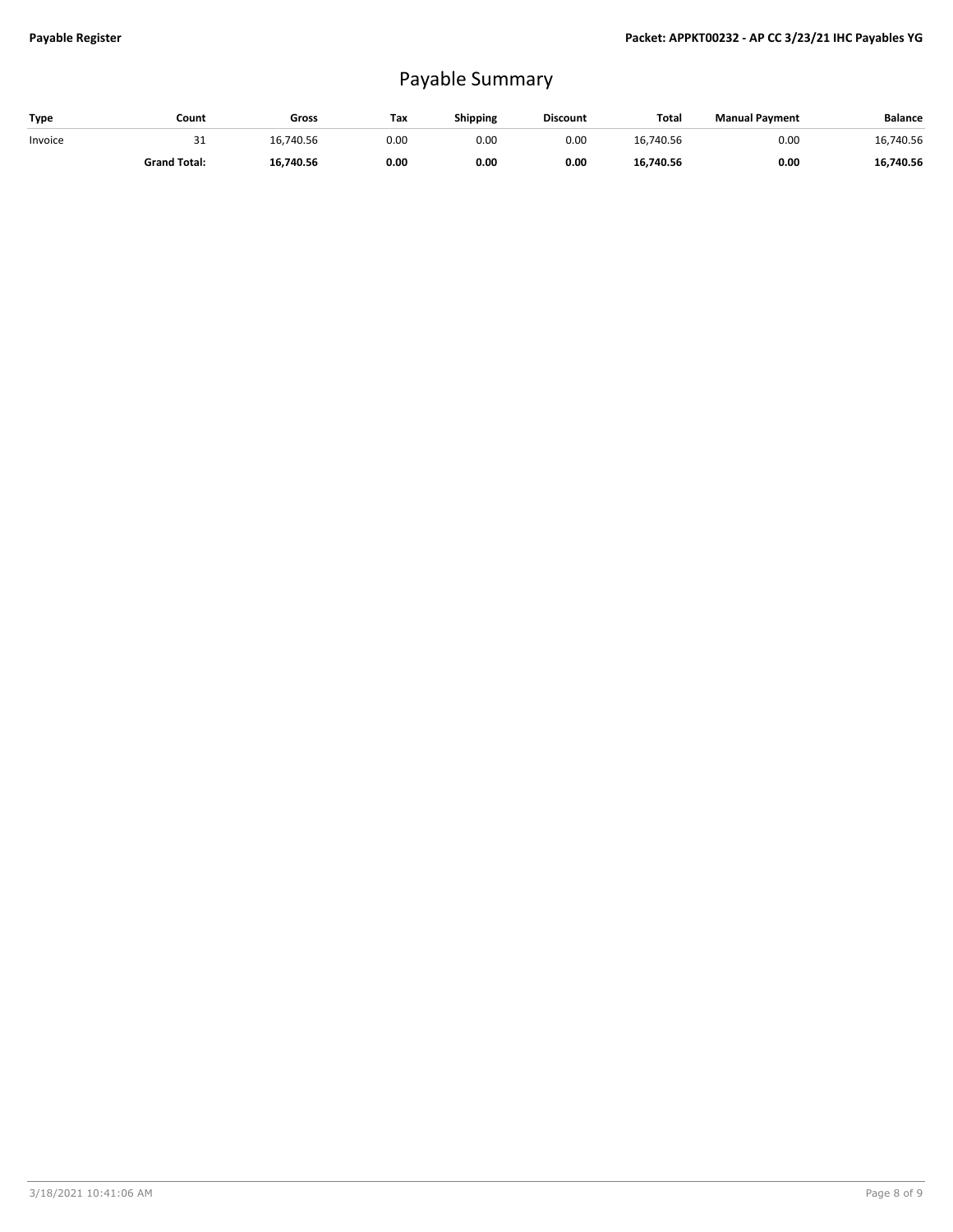# Payable Summary

| Type | Count | Gross | Tax | Shipping | Discount | Total | Manual Payment | Balance |
|---|---|---|---|---|---|---|---|---|
| Invoice | 31 | 16,740.56 | 0.00 | 0.00 | 0.00 | 16,740.56 | 0.00 | 16,740.56 |
| | **Grand Total:** | **16,740.56** | **0.00** | **0.00** | **0.00** | **16,740.56** | **0.00** | **16,740.56** |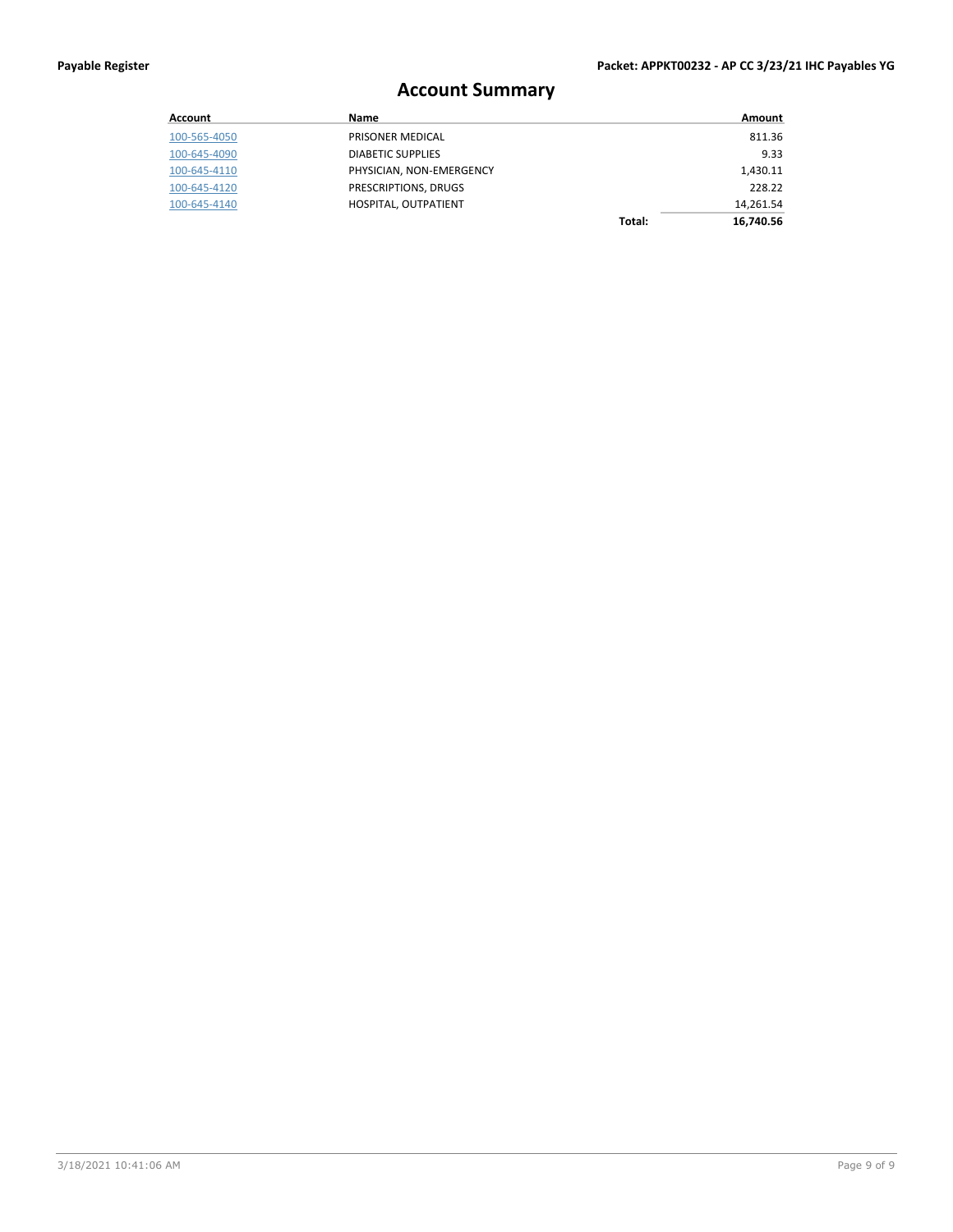# Account Summary

| Account | Name | | Amount |
|---|---|---|---|
| 100-565-4050 | PRISONER MEDICAL | | 811.36 |
| 100-645-4090 | DIABETIC SUPPLIES | | 9.33 |
| 100-645-4110 | PHYSICIAN, NON-EMERGENCY | | 1,430.11 |
| 100-645-4120 | PRESCRIPTIONS, DRUGS | | 228.22 |
| 100-645-4140 | HOSPITAL, OUTPATIENT | | 14,261.54 |
| | | **Total:** | **16,740.56** |